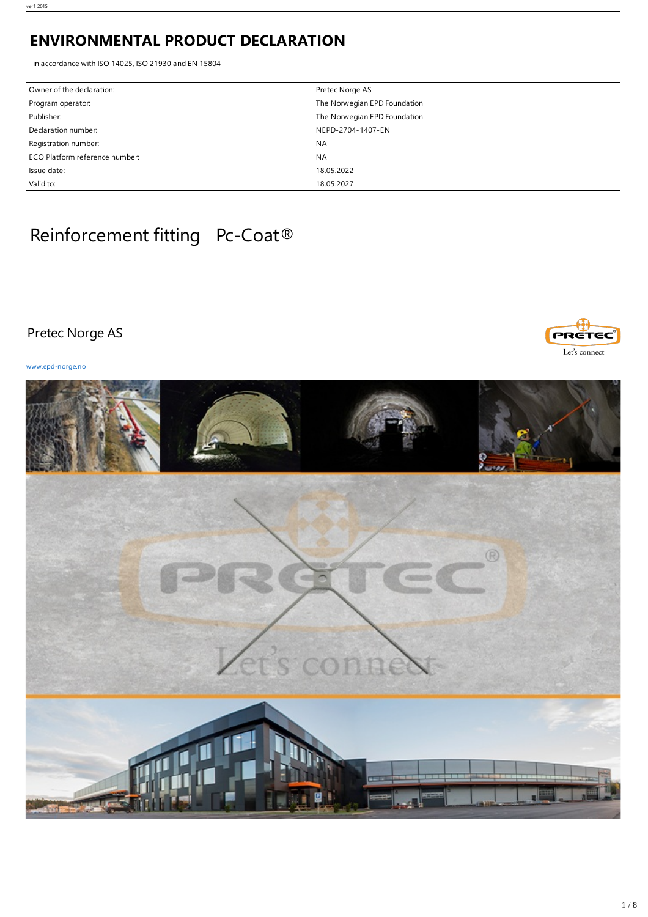# ENVIRONMENTAL PRODUCT DECLARATION

in accordance with ISO 14025, ISO 21930 and EN 15804

| | |
|---|---|
| Owner of the declaration: | Pretec Norge AS |
| Program operator: | The Norwegian EPD Foundation |
| Publisher: | The Norwegian EPD Foundation |
| Declaration number: | NEPD-2704-1407-EN |
| Registration number: | NA |
| ECO Platform reference number: | NA |
| Issue date: | 18.05.2022 |
| Valid to: | 18.05.2027 |

# Reinforcement fitting Pc-Coat®

## Pretec Norge AS

www.epd-norge.no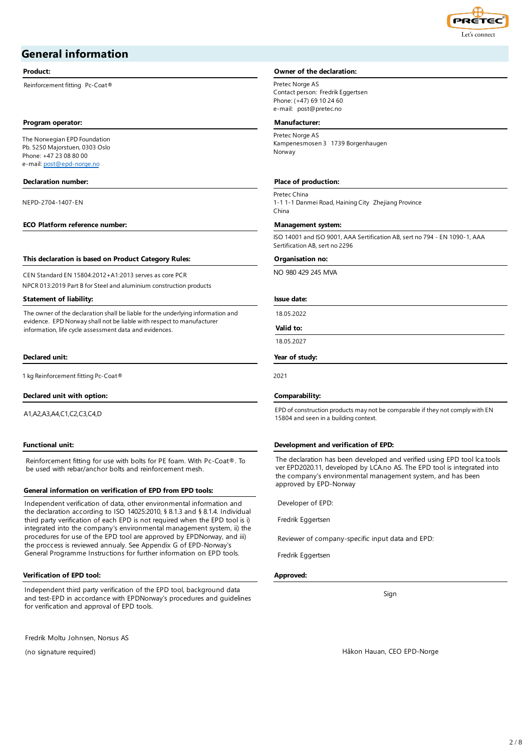## General information

**Product:**

Reinforcement fitting Pc-Coat®

**Owner of the declaration:**

Pretec Norge AS
Contact person: Fredrik Eggertsen
Phone: (+47) 69 10 24 60
e-mail: post@pretec.no

**Program operator:**

The Norwegian EPD Foundation
Pb. 5250 Majorstuen, 0303 Oslo
Phone: +47 23 08 80 00
e-mail: post@epd-norge.no

**Manufacturer:**

Pretec Norge AS
Kampenesmosen 3 1739 Borgenhaugen
Norway

**Declaration number:**

NEPD-2704-1407-EN

**Place of production:**

Pretec China
1-1 1-1 Danmei Road, Haining City Zhejiang Province
China

**ECO Platform reference number:**

**Management system:**

ISO 14001 and ISO 9001, AAA Sertification AB, sert no 794 - EN 1090-1, AAA Sertification AB, sert no 2296

**This declaration is based on Product Category Rules:**

CEN Standard EN 15804:2012+A1:2013 serves as core PCR
NPCR 013:2019 Part B for Steel and aluminium construction products

**Organisation no:**

NO 980 429 245 MVA

**Statement of liability:**

The owner of the declaration shall be liable for the underlying information and evidence. EPD Norway shall not be liable with respect to manufacturer information, life cycle assessment data and evidences.

**Issue date:**

18.05.2022

**Valid to:**

18.05.2027

**Declared unit:**

1 kg Reinforcement fitting Pc-Coat®

**Year of study:**

2021

**Declared unit with option:**

A1,A2,A3,A4,C1,C2,C3,C4,D

**Comparability:**

EPD of construction products may not be comparable if they not comply with EN 15804 and seen in a building context.

**Functional unit:**

Reinforcement fitting for use with bolts for PE foam. With Pc-Coat®. To be used with rebar/anchor bolts and reinforcement mesh.

**Development and verification of EPD:**

The declaration has been developed and verified using EPD tool lca.tools ver EPD2020.11, developed by LCA.no AS. The EPD tool is integrated into the company's environmental management system, and has been approved by EPD-Norway

**General information on verification of EPD from EPD tools:**

Independent verification of data, other environmental information and the declaration according to ISO 14025:2010, § 8.1.3 and § 8.1.4. Individual third party verification of each EPD is not required when the EPD tool is i) integrated into the company's environmental management system, ii) the procedures for use of the EPD tool are approved by EPDNorway, and iii) the proccess is reviewed annually. See Appendix G of EPD-Norway's General Programme Instructions for further information on EPD tools.

Developer of EPD:

Fredrik Eggertsen

Reviewer of company-specific input data and EPD:

Fredrik Eggertsen

**Verification of EPD tool:**

Independent third party verification of the EPD tool, background data and test-EPD in accordance with EPDNorway's procedures and guidelines for verification and approval of EPD tools.

Fredrik Moltu Johnsen, Norsus AS

(no signature required)

**Approved:**

Sign

Håkon Hauan, CEO EPD-Norge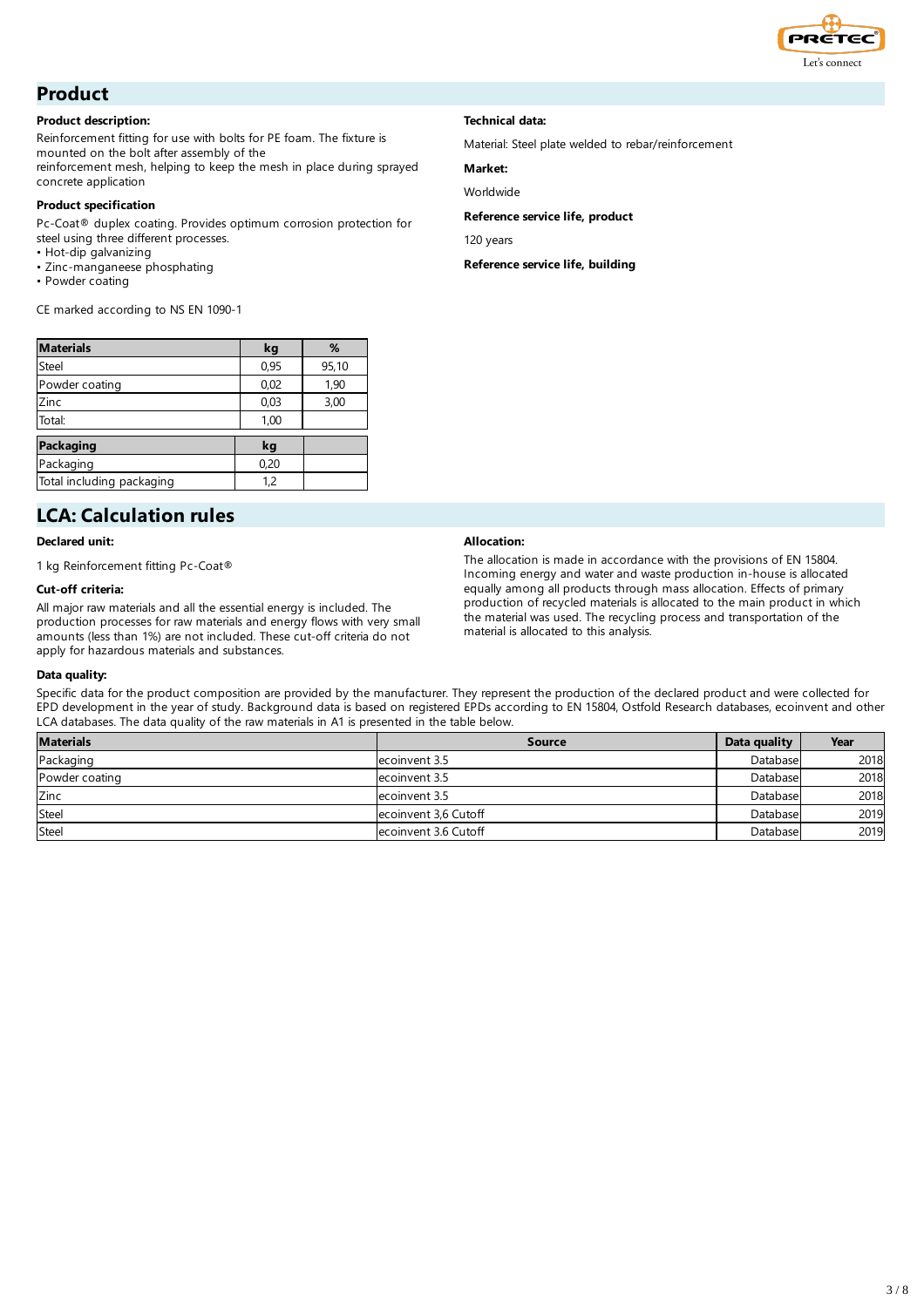## Product

**Product description:**

Reinforcement fitting for use with bolts for PE foam. The fixture is mounted on the bolt after assembly of the reinforcement mesh, helping to keep the mesh in place during sprayed concrete application

**Product specification**

Pc-Coat® duplex coating. Provides optimum corrosion protection for steel using three different processes.

- Hot-dip galvanizing
- Zinc-manganeese phosphating
- Powder coating

CE marked according to NS EN 1090-1

| Materials | kg | % |
|---|---|---|
| Steel | 0,95 | 95,10 |
| Powder coating | 0,02 | 1,90 |
| Zinc | 0,03 | 3,00 |
| Total: | 1,00 | |

| Packaging | kg | |
|---|---|---|
| Packaging | 0,20 | |
| Total including packaging | 1,2 | |

**Technical data:**

Material: Steel plate welded to rebar/reinforcement

**Market:**

Worldwide

**Reference service life, product**

120 years

**Reference service life, building**

## LCA: Calculation rules

**Declared unit:**

1 kg Reinforcement fitting Pc-Coat®

**Cut-off criteria:**

All major raw materials and all the essential energy is included. The production processes for raw materials and energy flows with very small amounts (less than 1%) are not included. These cut-off criteria do not apply for hazardous materials and substances.

**Allocation:**

The allocation is made in accordance with the provisions of EN 15804. Incoming energy and water and waste production in-house is allocated equally among all products through mass allocation. Effects of primary production of recycled materials is allocated to the main product in which the material was used. The recycling process and transportation of the material is allocated to this analysis.

**Data quality:**

Specific data for the product composition are provided by the manufacturer. They represent the production of the declared product and were collected for EPD development in the year of study. Background data is based on registered EPDs according to EN 15804, Ostfold Research databases, ecoinvent and other LCA databases. The data quality of the raw materials in A1 is presented in the table below.

| Materials | Source | Data quality | Year |
|---|---|---|---|
| Packaging | ecoinvent 3.5 | Database | 2018 |
| Powder coating | ecoinvent 3.5 | Database | 2018 |
| Zinc | ecoinvent 3.5 | Database | 2018 |
| Steel | ecoinvent 3,6 Cutoff | Database | 2019 |
| Steel | ecoinvent 3.6 Cutoff | Database | 2019 |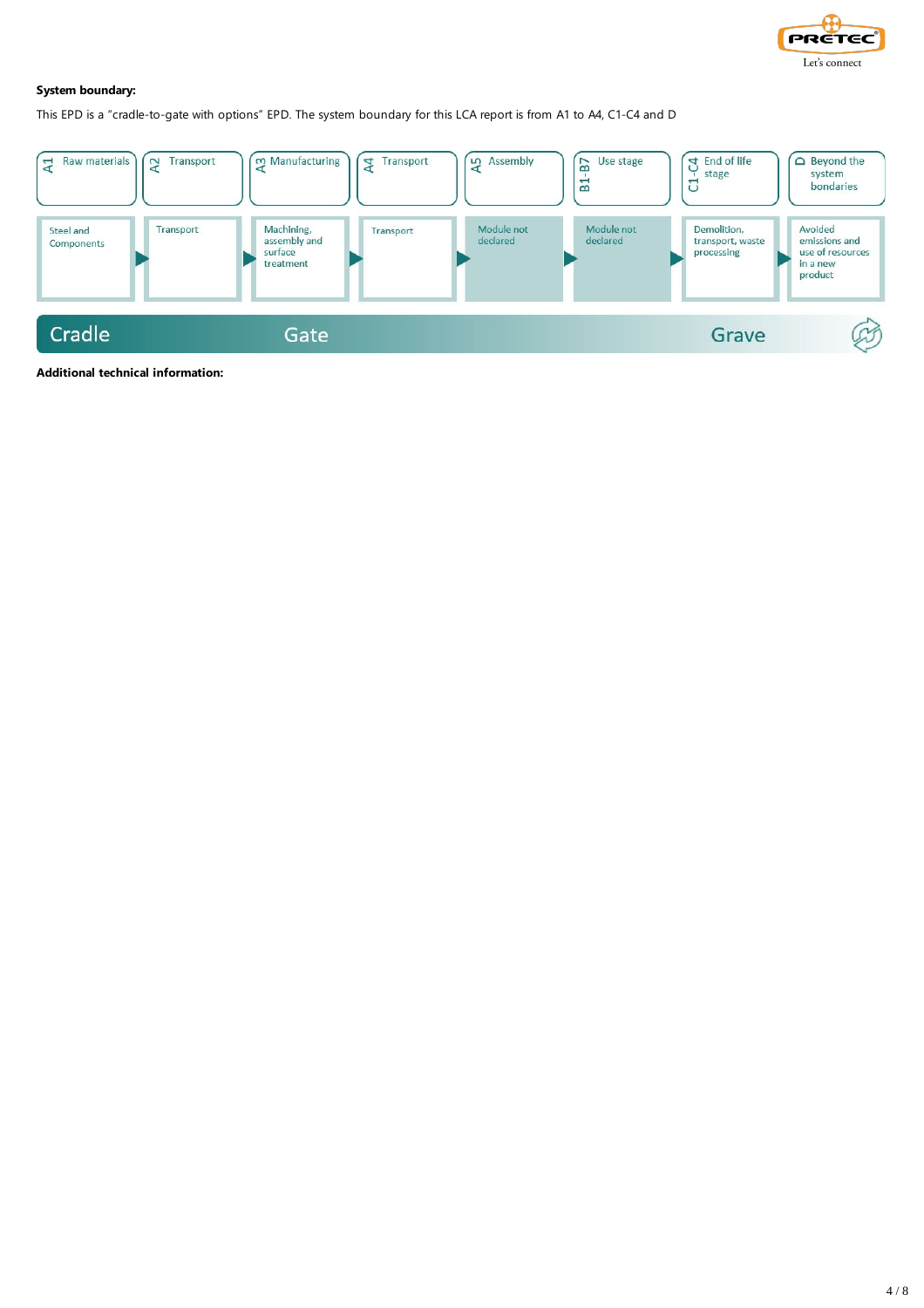**System boundary:**

This EPD is a “cradle-to-gate with options” EPD. The system boundary for this LCA report is from A1 to A4, C1-C4 and D

| A1 Raw materials | A2 Transport | A3 Manufacturing | A4 Transport | A5 Assembly | B1-B7 Use stage | C1-C4 End of life stage | D Beyond the system bondaries |
|---|---|---|---|---|---|---|---|
| Steel and Components | Transport | Machining, assembly and surface treatment | Transport | Module not declared | Module not declared | Demolition, transport, waste processing | Avoided emissions and use of resources in a new product |

Cradle — Gate — Grave

**Additional technical information:**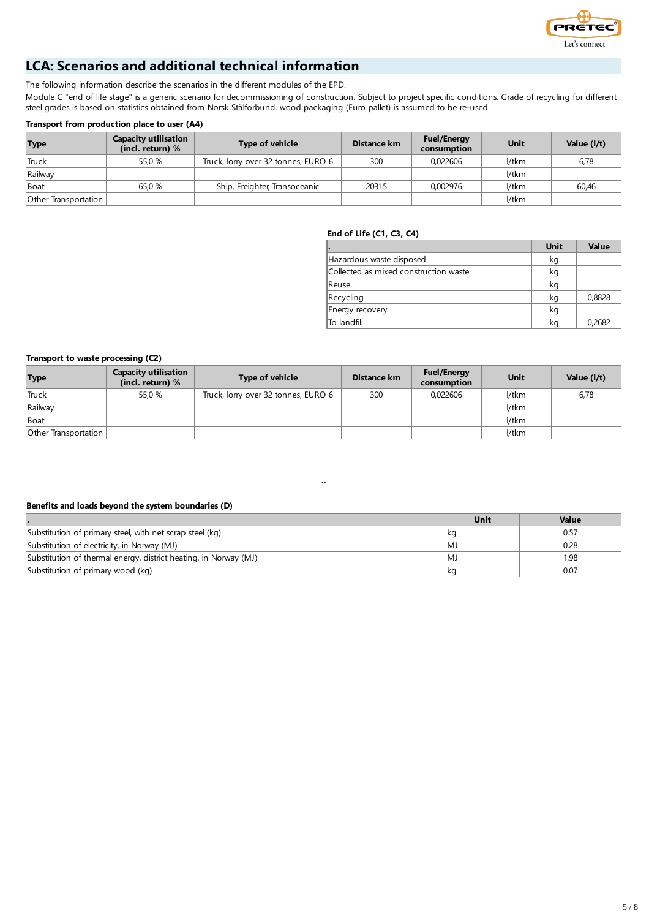## LCA: Scenarios and additional technical information

The following information describe the scenarios in the different modules of the EPD.

Module C "end of life stage" is a generic scenario for decommissioning of construction. Subject to project specific conditions. Grade of recycling for different steel grades is based on statistics obtained from Norsk Stålforbund. wood packaging (Euro pallet) is assumed to be re-used.

**Transport from production place to user (A4)**

| Type | Capacity utilisation (incl. return) % | Type of vehicle | Distance km | Fuel/Energy consumption | Unit | Value (l/t) |
|---|---|---|---|---|---|---|
| Truck | 55,0 % | Truck, lorry over 32 tonnes, EURO 6 | 300 | 0,022606 | l/tkm | 6,78 |
| Railway | | | | | l/tkm | |
| Boat | 65,0 % | Ship, Freighter, Transoceanic | 20315 | 0,002976 | l/tkm | 60,46 |
| Other Transportation | | | | | l/tkm | |

**End of Life (C1, C3, C4)**

| . | Unit | Value |
|---|---|---|
| Hazardous waste disposed | kg | |
| Collected as mixed construction waste | kg | |
| Reuse | kg | |
| Recycling | kg | 0,8828 |
| Energy recovery | kg | |
| To landfill | kg | 0,2682 |

**Transport to waste processing (C2)**

| Type | Capacity utilisation (incl. return) % | Type of vehicle | Distance km | Fuel/Energy consumption | Unit | Value (l/t) |
|---|---|---|---|---|---|---|
| Truck | 55,0 % | Truck, lorry over 32 tonnes, EURO 6 | 300 | 0,022606 | l/tkm | 6,78 |
| Railway | | | | | l/tkm | |
| Boat | | | | | l/tkm | |
| Other Transportation | | | | | l/tkm | |

..

**Benefits and loads beyond the system boundaries (D)**

| . | Unit | Value |
|---|---|---|
| Substitution of primary steel, with net scrap steel (kg) | kg | 0,57 |
| Substitution of electricity, in Norway (MJ) | MJ | 0,28 |
| Substitution of thermal energy, district heating, in Norway (MJ) | MJ | 1,98 |
| Substitution of primary wood (kg) | kg | 0,07 |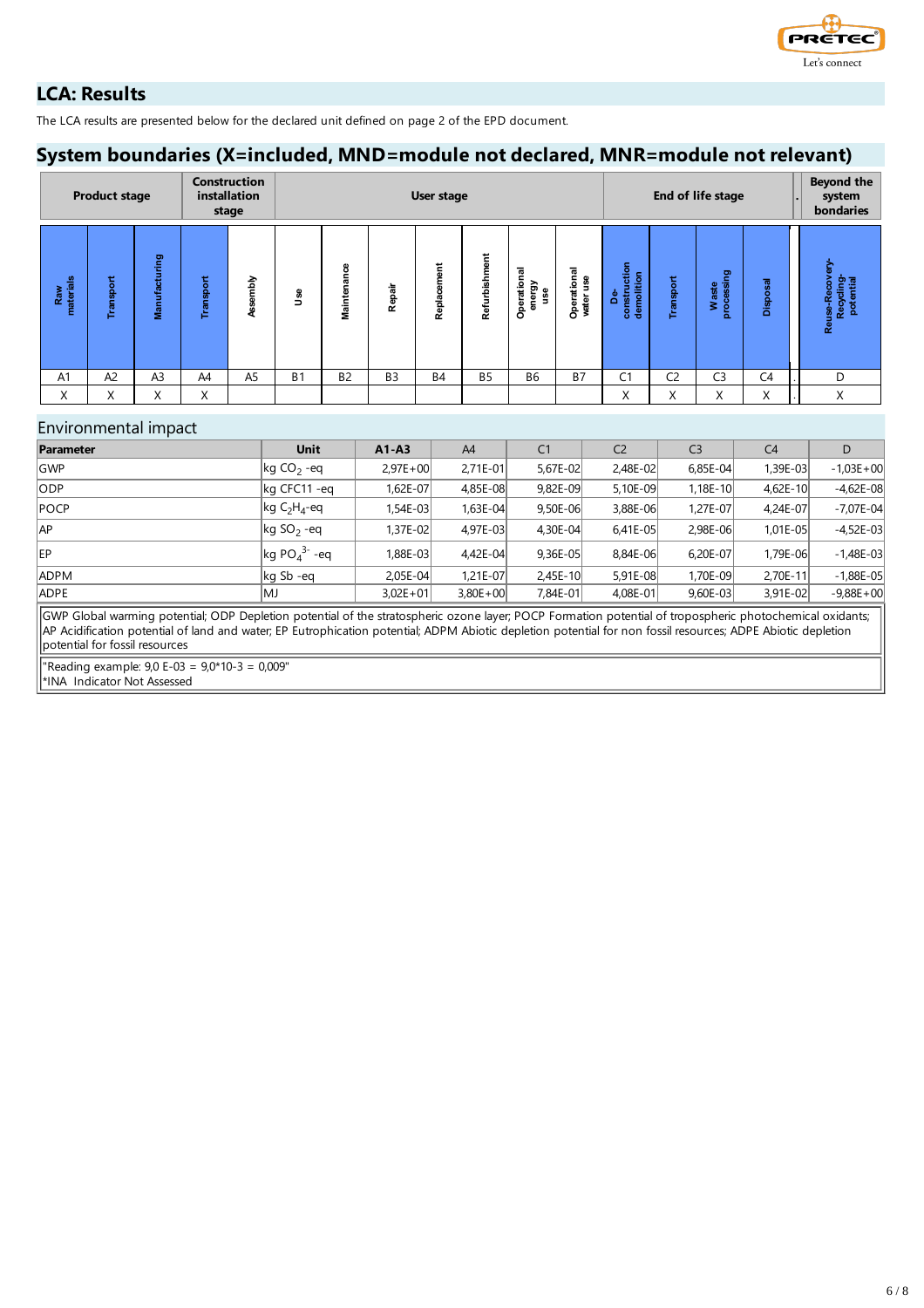## LCA: Results

The LCA results are presented below for the declared unit defined on page 2 of the EPD document.

## System boundaries (X=included, MND=module not declared, MNR=module not relevant)

| Product stage | | | Construction installation stage | | User stage | | | | | | | End of life stage | | | | Beyond the system bondaries |
|---|---|---|---|---|---|---|---|---|---|---|---|---|---|---|---|---|
| Raw materials | Transport | Manufacturing | Transport | Assembly | Use | Maintenance | Repair | Replacement | Refurbishment | Operational energy use | Operational water use | De-construction demolition | Transport | Waste processing | Disposal | Reuse-Recovery-Recycling-potential |
| A1 | A2 | A3 | A4 | A5 | B1 | B2 | B3 | B4 | B5 | B6 | B7 | C1 | C2 | C3 | C4 | D |
| X | X | X | X | | | | | | | | | X | X | X | X | X |

### Environmental impact

| Parameter | Unit | A1-A3 | A4 | C1 | C2 | C3 | C4 | D |
|---|---|---|---|---|---|---|---|---|
| GWP | kg $CO_2$ -eq | 2,97E+00 | 2,71E-01 | 5,67E-02 | 2,48E-02 | 6,85E-04 | 1,39E-03 | -1,03E+00 |
| ODP | kg CFC11 -eq | 1,62E-07 | 4,85E-08 | 9,82E-09 | 5,10E-09 | 1,18E-10 | 4,62E-10 | -4,62E-08 |
| POCP | kg $C_2H_4$-eq | 1,54E-03 | 1,63E-04 | 9,50E-06 | 3,88E-06 | 1,27E-07 | 4,24E-07 | -7,07E-04 |
| AP | kg $SO_2$ -eq | 1,37E-02 | 4,97E-03 | 4,30E-04 | 6,41E-05 | 2,98E-06 | 1,01E-05 | -4,52E-03 |
| EP | kg $PO_4^{3-}$ -eq | 1,88E-03 | 4,42E-04 | 9,36E-05 | 8,84E-06 | 6,20E-07 | 1,79E-06 | -1,48E-03 |
| ADPM | kg Sb -eq | 2,05E-04 | 1,21E-07 | 2,45E-10 | 5,91E-08 | 1,70E-09 | 2,70E-11 | -1,88E-05 |
| ADPE | MJ | 3,02E+01 | 3,80E+00 | 7,84E-01 | 4,08E-01 | 9,60E-03 | 3,91E-02 | -9,88E+00 |

GWP Global warming potential; ODP Depletion potential of the stratospheric ozone layer; POCP Formation potential of tropospheric photochemical oxidants; AP Acidification potential of land and water; EP Eutrophication potential; ADPM Abiotic depletion potential for non fossil resources; ADPE Abiotic depletion potential for fossil resources

"Reading example: 9,0 E-03 = 9,0*10-3 = 0,009"
*INA Indicator Not Assessed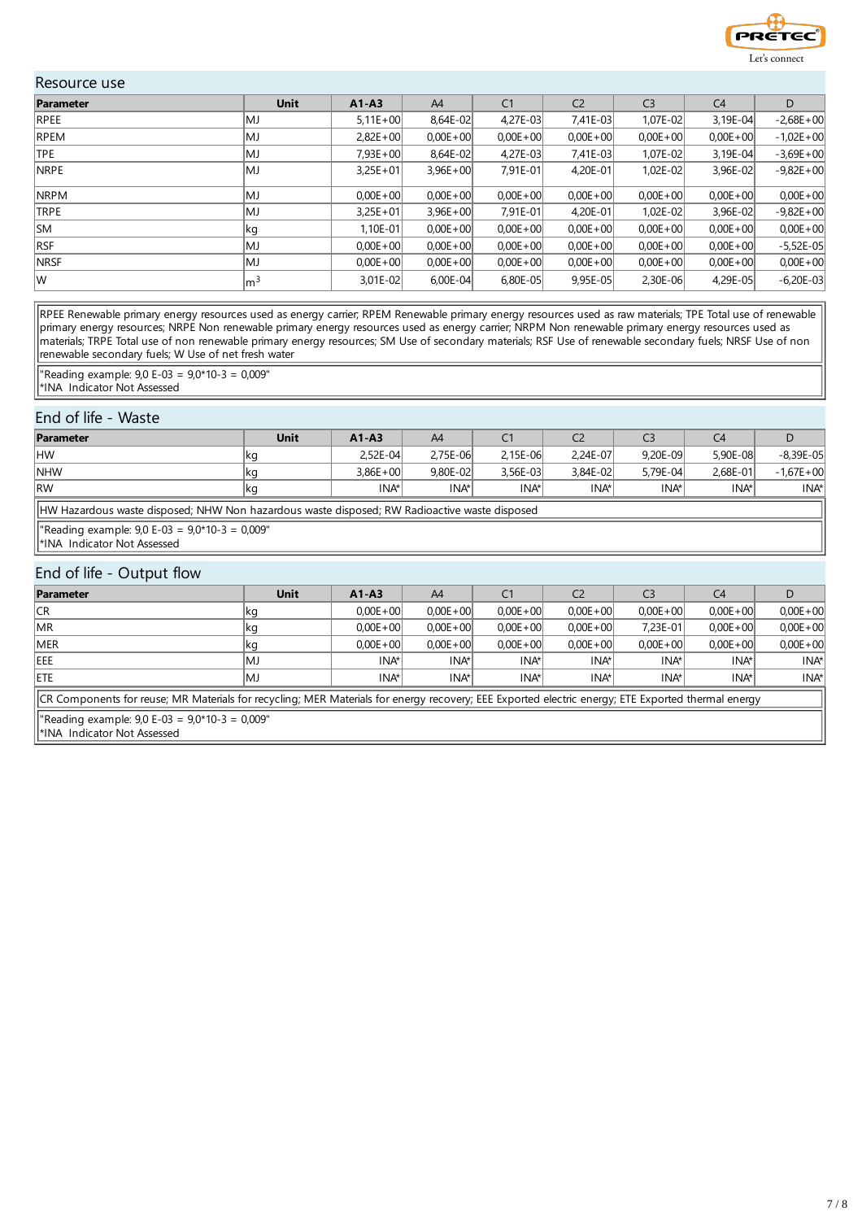## Resource use

| Parameter | Unit | A1-A3 | A4 | C1 | C2 | C3 | C4 | D |
|---|---|---|---|---|---|---|---|---|
| RPEE | MJ | 5,11E+00 | 8,64E-02 | 4,27E-03 | 7,41E-03 | 1,07E-02 | 3,19E-04 | -2,68E+00 |
| RPEM | MJ | 2,82E+00 | 0,00E+00 | 0,00E+00 | 0,00E+00 | 0,00E+00 | 0,00E+00 | -1,02E+00 |
| TPE | MJ | 7,93E+00 | 8,64E-02 | 4,27E-03 | 7,41E-03 | 1,07E-02 | 3,19E-04 | -3,69E+00 |
| NRPE | MJ | 3,25E+01 | 3,96E+00 | 7,91E-01 | 4,20E-01 | 1,02E-02 | 3,96E-02 | -9,82E+00 |
| NRPM | MJ | 0,00E+00 | 0,00E+00 | 0,00E+00 | 0,00E+00 | 0,00E+00 | 0,00E+00 | 0,00E+00 |
| TRPE | MJ | 3,25E+01 | 3,96E+00 | 7,91E-01 | 4,20E-01 | 1,02E-02 | 3,96E-02 | -9,82E+00 |
| SM | kg | 1,10E-01 | 0,00E+00 | 0,00E+00 | 0,00E+00 | 0,00E+00 | 0,00E+00 | 0,00E+00 |
| RSF | MJ | 0,00E+00 | 0,00E+00 | 0,00E+00 | 0,00E+00 | 0,00E+00 | 0,00E+00 | -5,52E-05 |
| NRSF | MJ | 0,00E+00 | 0,00E+00 | 0,00E+00 | 0,00E+00 | 0,00E+00 | 0,00E+00 | 0,00E+00 |
| W | $m^3$ | 3,01E-02 | 6,00E-04 | 6,80E-05 | 9,95E-05 | 2,30E-06 | 4,29E-05 | -6,20E-03 |

RPEE Renewable primary energy resources used as energy carrier; RPEM Renewable primary energy resources used as raw materials; TPE Total use of renewable primary energy resources; NRPE Non renewable primary energy resources used as energy carrier; NRPM Non renewable primary energy resources used as materials; TRPE Total use of non renewable primary energy resources; SM Use of secondary materials; RSF Use of renewable secondary fuels; NRSF Use of non renewable secondary fuels; W Use of net fresh water

"Reading example: 9,0 E-03 = 9,0*10-3 = 0,009"
*INA Indicator Not Assessed

## End of life - Waste

| Parameter | Unit | A1-A3 | A4 | C1 | C2 | C3 | C4 | D |
|---|---|---|---|---|---|---|---|---|
| HW | kg | 2,52E-04 | 2,75E-06 | 2,15E-06 | 2,24E-07 | 9,20E-09 | 5,90E-08 | -8,39E-05 |
| NHW | kg | 3,86E+00 | 9,80E-02 | 3,56E-03 | 3,84E-02 | 5,79E-04 | 2,68E-01 | -1,67E+00 |
| RW | kg | INA* | INA* | INA* | INA* | INA* | INA* | INA* |

HW Hazardous waste disposed; NHW Non hazardous waste disposed; RW Radioactive waste disposed

"Reading example: 9,0 E-03 = 9,0*10-3 = 0,009"
*INA Indicator Not Assessed

## End of life - Output flow

| Parameter | Unit | A1-A3 | A4 | C1 | C2 | C3 | C4 | D |
|---|---|---|---|---|---|---|---|---|
| CR | kg | 0,00E+00 | 0,00E+00 | 0,00E+00 | 0,00E+00 | 0,00E+00 | 0,00E+00 | 0,00E+00 |
| MR | kg | 0,00E+00 | 0,00E+00 | 0,00E+00 | 0,00E+00 | 7,23E-01 | 0,00E+00 | 0,00E+00 |
| MER | kg | 0,00E+00 | 0,00E+00 | 0,00E+00 | 0,00E+00 | 0,00E+00 | 0,00E+00 | 0,00E+00 |
| EEE | MJ | INA* | INA* | INA* | INA* | INA* | INA* | INA* |
| ETE | MJ | INA* | INA* | INA* | INA* | INA* | INA* | INA* |

CR Components for reuse; MR Materials for recycling; MER Materials for energy recovery; EEE Exported electric energy; ETE Exported thermal energy

"Reading example: 9,0 E-03 = 9,0*10-3 = 0,009"
*INA Indicator Not Assessed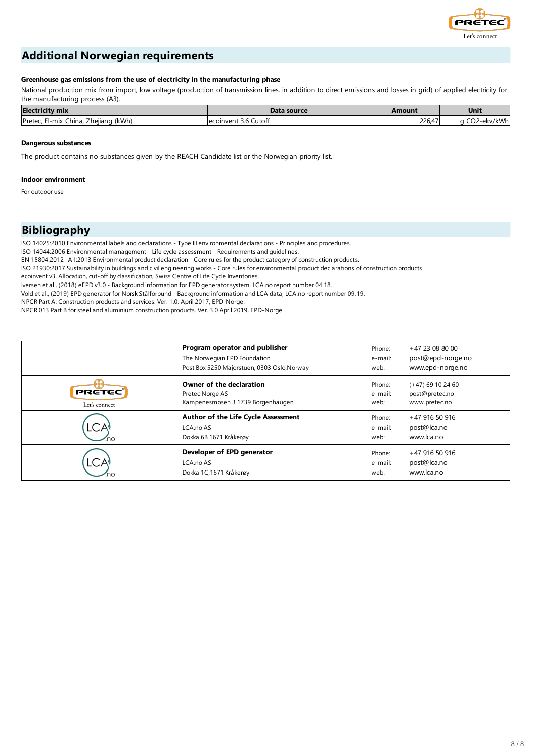## Additional Norwegian requirements

**Greenhouse gas emissions from the use of electricity in the manufacturing phase**

National production mix from import, low voltage (production of transmission lines, in addition to direct emissions and losses in grid) of applied electricity for the manufacturing process (A3).

| Electricity mix | Data source | Amount | Unit |
|---|---|---|---|
| Pretec, El-mix China, Zhejiang (kWh) | ecoinvent 3.6 Cutoff | 226,47 | g CO2-ekv/kWh |

**Dangerous substances**

The product contains no substances given by the REACH Candidate list or the Norwegian priority list.

**Indoor environment**

For outdoor use

## Bibliography

ISO 14025:2010 Environmental labels and declarations - Type III environmental declarations - Principles and procedures.
ISO 14044:2006 Environmental management - Life cycle assessment - Requirements and guidelines.
EN 15804:2012+A1:2013 Environmental product declaration - Core rules for the product category of construction products.
ISO 21930:2017 Sustainability in buildings and civil engineering works - Core rules for environmental product declarations of construction products.
ecoinvent v3, Allocation, cut-off by classification, Swiss Centre of Life Cycle Inventories.
Iversen et al., (2018) eEPD v3.0 - Background information for EPD generator system. LCA.no report number 04.18.
Vold et al., (2019) EPD generator for Norsk Stålforbund - Background information and LCA data, LCA.no report number 09.19.
NPCR Part A: Construction products and services. Ver. 1.0. April 2017, EPD-Norge.
NPCR 013 Part B for steel and aluminium construction products. Ver. 3.0 April 2019, EPD-Norge.

| | | | |
|---|---|---|---|
| | **Program operator and publisher**<br>The Norwegian EPD Foundation<br>Post Box 5250 Majorstuen, 0303 Oslo,Norway | Phone:<br>e-mail:<br>web: | +47 23 08 80 00<br>post@epd-norge.no<br>www.epd-norge.no |
| PRETEC Let's connect | **Owner of the declaration**<br>Pretec Norge AS<br>Kampenesmosen 3 1739 Borgenhaugen | Phone:<br>e-mail:<br>web: | (+47) 69 10 24 60<br>post@pretec.no<br>www.pretec.no |
| LCA.no | **Author of the Life Cycle Assessment**<br>LCA.no AS<br>Dokka 6B 1671 Kråkerøy | Phone:<br>e-mail:<br>web: | +47 916 50 916<br>post@lca.no<br>www.lca.no |
| LCA.no | **Developer of EPD generator**<br>LCA.no AS<br>Dokka 1C,1671 Kråkerøy | Phone:<br>e-mail:<br>web: | +47 916 50 916<br>post@lca.no<br>www.lca.no |